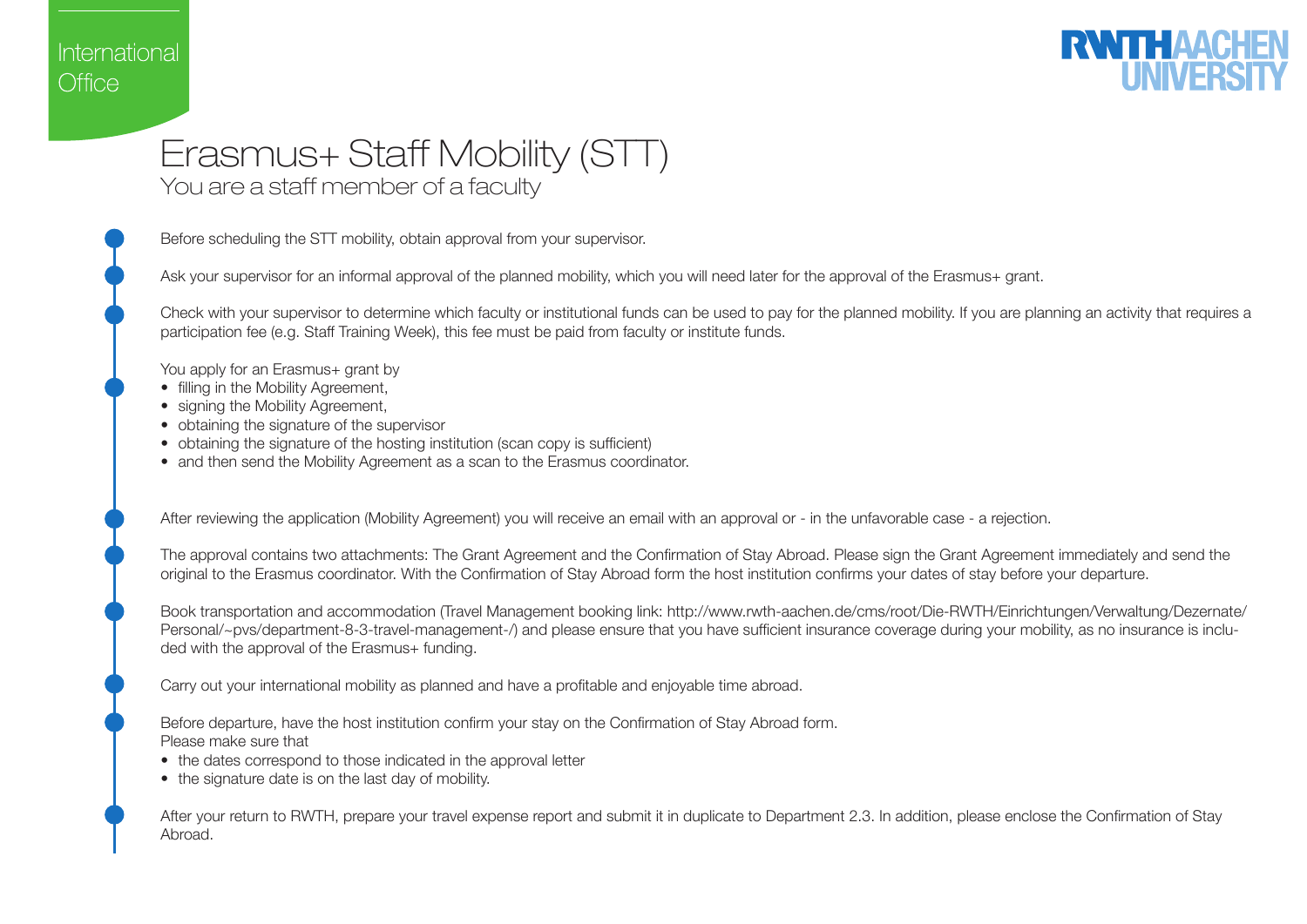International Office

# Erasmus+ Staff Mobility (STT)

## You are a staff member of a faculty

Before scheduling the STT mobility, obtain approval from your supervisor.

Ask your supervisor for an informal approval of the planned mobility, which you will need later for the approval of the Erasmus+ grant.

Check with your supervisor to determine which faculty or institutional funds can be used to pay for the planned mobility. If you are planning an activity that requires a participation fee (e.g. Staff Training Week), this fee must be paid from faculty or institute funds.

You apply for an Erasmus+ grant by

- filling in the Mobility Agreement,
- signing the Mobility Agreement,
- obtaining the signature of the supervisor
- obtaining the signature of the hosting institution (scan copy is sufficient)
- and then send the Mobility Agreement as a scan to the Erasmus coordinator.

After reviewing the application (Mobility Agreement) you will receive an email with an approval or - in the unfavorable case - a rejection.

The approval contains two attachments: The Grant Agreement and the Confirmation of Stay Abroad. Please sign the Grant Agreement immediately and send the original to the Erasmus coordinator. With the Confirmation of Stay Abroad form the host institution confirms your dates of stay before your departure.

Book transportation and accommodation (Travel Management booking link: http://www.rwth-aachen.de/cms/root/Die-RWTH/Einrichtungen/Verwaltung/Dezernate/Personal/~pvs/department-8-3-travel-management-/) and please ensure that you have sufficient insurance coverage during your mobility, as no insurance is included with the approval of the Erasmus+ funding.

Carry out your international mobility as planned and have a profitable and enjoyable time abroad.

Before departure, have the host institution confirm your stay on the Confirmation of Stay Abroad form.
Please make sure that

- the dates correspond to those indicated in the approval letter
- the signature date is on the last day of mobility.

After your return to RWTH, prepare your travel expense report and submit it in duplicate to Department 2.3. In addition, please enclose the Confirmation of Stay Abroad.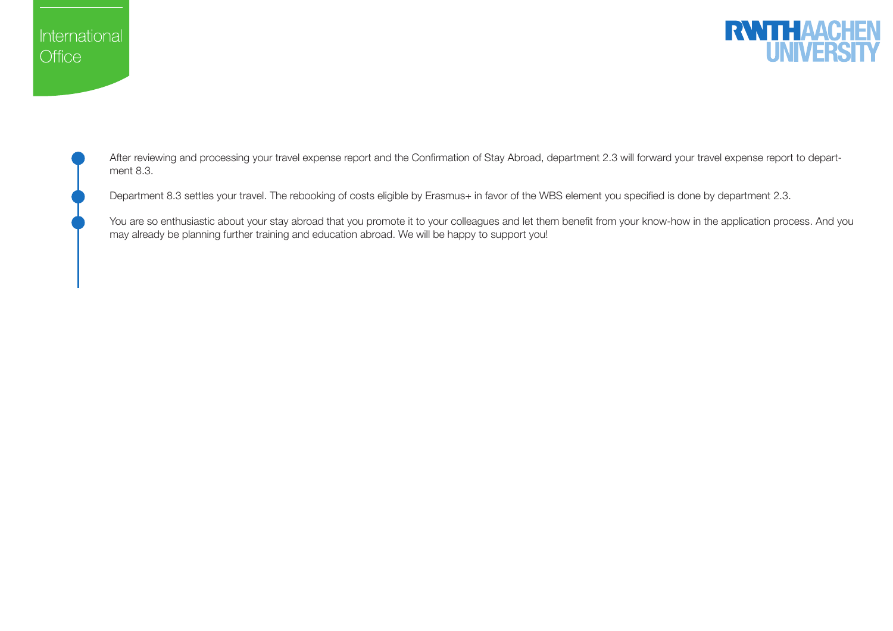After reviewing and processing your travel expense report and the Confirmation of Stay Abroad, department 2.3 will forward your travel expense report to department 8.3.

Department 8.3 settles your travel. The rebooking of costs eligible by Erasmus+ in favor of the WBS element you specified is done by department 2.3.

You are so enthusiastic about your stay abroad that you promote it to your colleagues and let them benefit from your know-how in the application process. And you may already be planning further training and education abroad. We will be happy to support you!